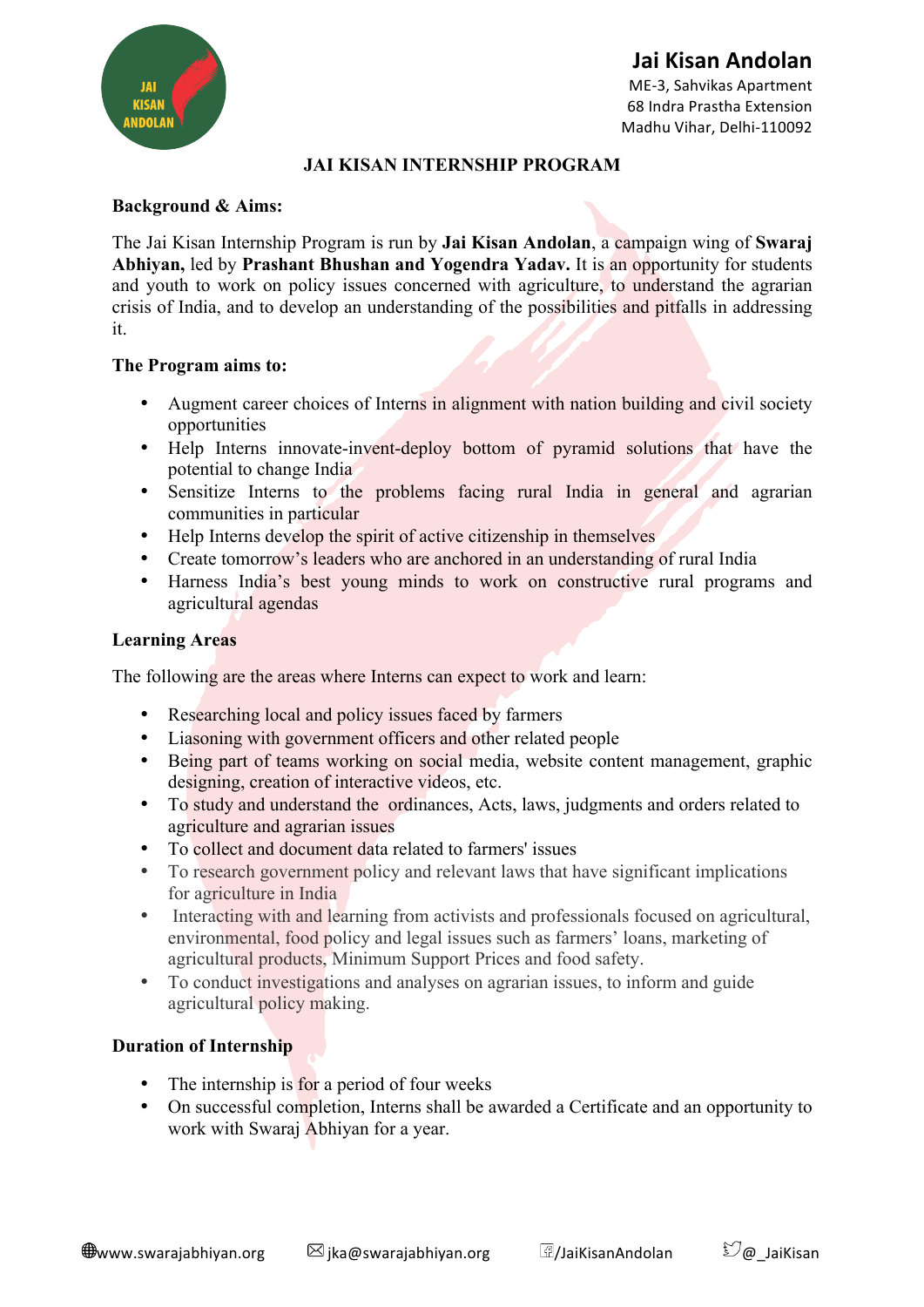# Jai Kisan Andolan

ME-3, Sahvikas Apartment
68 Indra Prastha Extension
Madhu Vihar, Delhi-110092

## JAI KISAN INTERNSHIP PROGRAM

### Background & Aims:

The Jai Kisan Internship Program is run by **Jai Kisan Andolan**, a campaign wing of **Swaraj Abhiyan,** led by **Prashant Bhushan and Yogendra Yadav.** It is an opportunity for students and youth to work on policy issues concerned with agriculture, to understand the agrarian crisis of India, and to develop an understanding of the possibilities and pitfalls in addressing it.

### The Program aims to:

- Augment career choices of Interns in alignment with nation building and civil society opportunities
- Help Interns innovate-invent-deploy bottom of pyramid solutions that have the potential to change India
- Sensitize Interns to the problems facing rural India in general and agrarian communities in particular
- Help Interns develop the spirit of active citizenship in themselves
- Create tomorrow's leaders who are anchored in an understanding of rural India
- Harness India's best young minds to work on constructive rural programs and agricultural agendas

### Learning Areas

The following are the areas where Interns can expect to work and learn:

- Researching local and policy issues faced by farmers
- Liasoning with government officers and other related people
- Being part of teams working on social media, website content management, graphic designing, creation of interactive videos, etc.
- To study and understand the ordinances, Acts, laws, judgments and orders related to agriculture and agrarian issues
- To collect and document data related to farmers' issues
- To research government policy and relevant laws that have significant implications for agriculture in India
- Interacting with and learning from activists and professionals focused on agricultural, environmental, food policy and legal issues such as farmers' loans, marketing of agricultural products, Minimum Support Prices and food safety.
- To conduct investigations and analyses on agrarian issues, to inform and guide agricultural policy making.

### Duration of Internship

- The internship is for a period of four weeks
- On successful completion, Interns shall be awarded a Certificate and an opportunity to work with Swaraj Abhiyan for a year.

www.swarajabhiyan.org | jka@swarajabhiyan.org | /JaiKisanAndolan | @_JaiKisan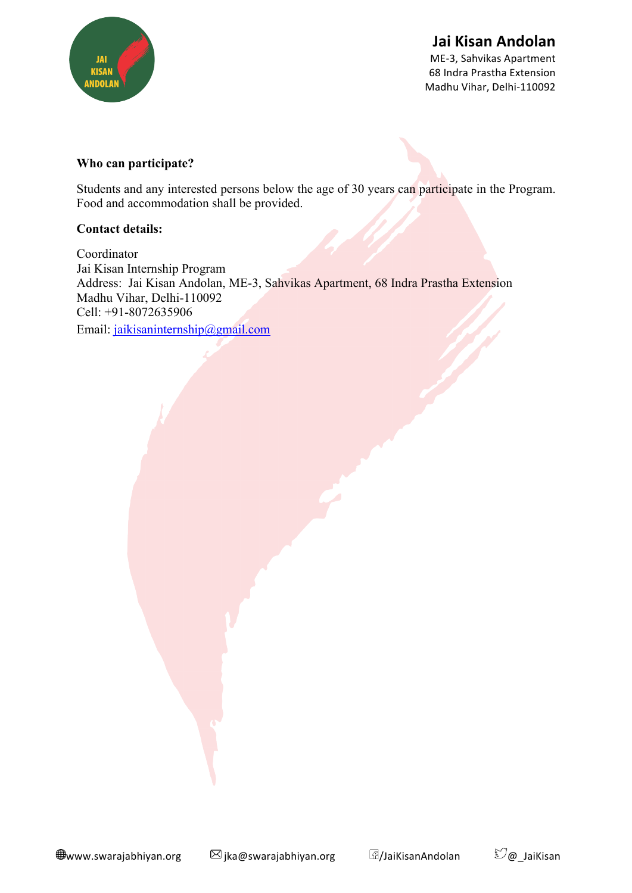**Who can participate?**

Students and any interested persons below the age of 30 years can participate in the Program. Food and accommodation shall be provided.

**Contact details:**

Coordinator
Jai Kisan Internship Program
Address: Jai Kisan Andolan, ME-3, Sahvikas Apartment, 68 Indra Prastha Extension
Madhu Vihar, Delhi-110092
Cell: +91-8072635906
Email: jaikisaninternship@gmail.com